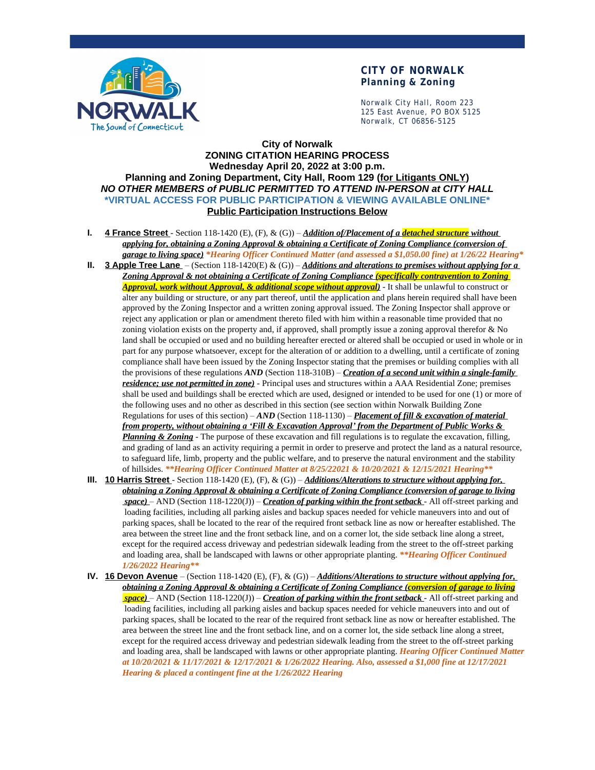**CITY OF NORWALK**
**Planning & Zoning**

Norwalk City Hall, Room 223
125 East Avenue, PO BOX 5125
Norwalk, CT 06856-5125

# City of Norwalk
## ZONING CITATION HEARING PROCESS
## Wednesday April 20, 2022 at 3:00 p.m.
## Planning and Zoning Department, City Hall, Room 129 (for Litigants ONLY)
***NO OTHER MEMBERS of PUBLIC PERMITTED TO ATTEND IN-PERSON at CITY HALL***
**\*VIRTUAL ACCESS FOR PUBLIC PARTICIPATION & VIEWING AVAILABLE ONLINE\***
**Public Participation Instructions Below**

I. **4 France Street** - Section 118-1420 (E), (F), & (G)) – ***Addition of/Placement of a detached structure without applying for, obtaining a Zoning Approval & obtaining a Certificate of Zoning Compliance (conversion of garage to living space)*** ****Hearing Officer Continued Matter (and assessed a $1,050.00 fine) at 1/26/22 Hearing****

II. **3 Apple Tree Lane** – (Section 118-1420(E) & (G)) – ***Additions and alterations to premises without applying for a Zoning Approval & not obtaining a Certificate of Zoning Compliance (specifically contravention to Zoning Approval, work without Approval, & additional scope without approval)*** - It shall be unlawful to construct or alter any building or structure, or any part thereof, until the application and plans herein required shall have been approved by the Zoning Inspector and a written zoning approval issued. The Zoning Inspector shall approve or reject any application or plan or amendment thereto filed with him within a reasonable time provided that no zoning violation exists on the property and, if approved, shall promptly issue a zoning approval therefor & No land shall be occupied or used and no building hereafter erected or altered shall be occupied or used in whole or in part for any purpose whatsoever, except for the alteration of or addition to a dwelling, until a certificate of zoning compliance shall have been issued by the Zoning Inspector stating that the premises or building complies with all the provisions of these regulations ***AND*** (Section 118-310B) – ***Creation of a second unit within a single-family residence; use not permitted in zone)*** - Principal uses and structures within a AAA Residential Zone; premises shall be used and buildings shall be erected which are used, designed or intended to be used for one (1) or more of the following uses and no other as described in this section (see section within Norwalk Building Zone Regulations for uses of this section) – ***AND*** (Section 118-1130) – ***Placement of fill & excavation of material from property, without obtaining a 'Fill & Excavation Approval' from the Department of Public Works & Planning & Zoning*** - The purpose of these excavation and fill regulations is to regulate the excavation, filling, and grading of land as an activity requiring a permit in order to preserve and protect the land as a natural resource, to safeguard life, limb, property and the public welfare, and to preserve the natural environment and the stability of hillsides. *****Hearing Officer Continued Matter at 8/25/22021 & 10/20/2021 & 12/15/2021 Hearing*****

III. **10 Harris Street** - Section 118-1420 (E), (F), & (G)) – ***Additions/Alterations to structure without applying for, obtaining a Zoning Approval & obtaining a Certificate of Zoning Compliance (conversion of garage to living space)*** – AND (Section 118-1220(J)) – ***Creation of parking within the front setback*** - All off-street parking and loading facilities, including all parking aisles and backup spaces needed for vehicle maneuvers into and out of parking spaces, shall be located to the rear of the required front setback line as now or hereafter established. The area between the street line and the front setback line, and on a corner lot, the side setback line along a street, except for the required access driveway and pedestrian sidewalk leading from the street to the off-street parking and loading area, shall be landscaped with lawns or other appropriate planting. *****Hearing Officer Continued 1/26/2022 Hearing*****

IV. **16 Devon Avenue** – (Section 118-1420 (E), (F), & (G)) – ***Additions/Alterations to structure without applying for, obtaining a Zoning Approval & obtaining a Certificate of Zoning Compliance (conversion of garage to living space)*** – AND (Section 118-1220(J)) – ***Creation of parking within the front setback*** - All off-street parking and loading facilities, including all parking aisles and backup spaces needed for vehicle maneuvers into and out of parking spaces, shall be located to the rear of the required front setback line as now or hereafter established. The area between the street line and the front setback line, and on a corner lot, the side setback line along a street, except for the required access driveway and pedestrian sidewalk leading from the street to the off-street parking and loading area, shall be landscaped with lawns or other appropriate planting. ***Hearing Officer Continued Matter at 10/20/2021 & 11/17/2021 & 12/17/2021 & 1/26/2022 Hearing. Also, assessed a $1,000 fine at 12/17/2021 Hearing & placed a contingent fine at the 1/26/2022 Hearing***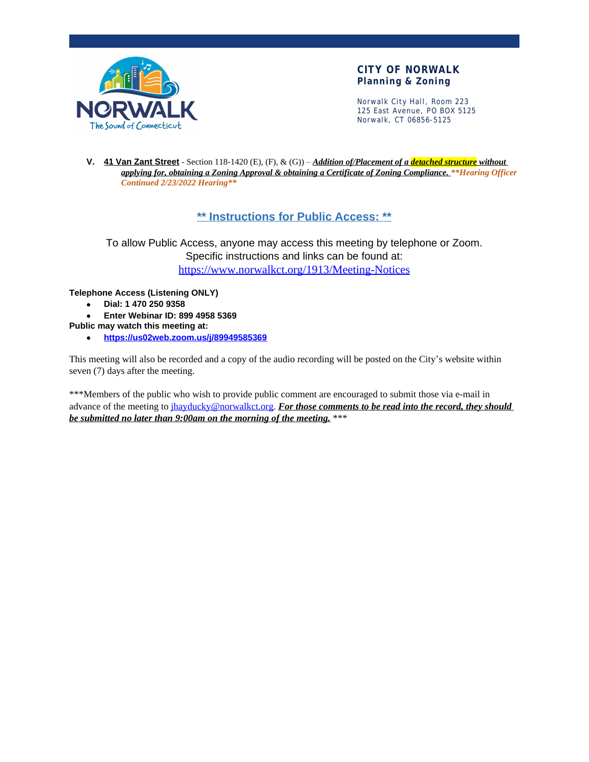**CITY OF NORWALK**
**Planning & Zoning**

Norwalk City Hall, Room 223
125 East Avenue, PO BOX 5125
Norwalk, CT 06856-5125

**V.** **41 Van Zant Street** - Section 118-1420 (E), (F), & (G)) – ***Addition of/Placement of a detached structure without applying for, obtaining a Zoning Approval & obtaining a Certificate of Zoning Compliance.*** ***\*\*Hearing Officer Continued 2/23/2022 Hearing\*\****

## ** Instructions for Public Access: **

To allow Public Access, anyone may access this meeting by telephone or Zoom.
Specific instructions and links can be found at:
https://www.norwalkct.org/1913/Meeting-Notices

**Telephone Access (Listening ONLY)**

- **Dial: 1 470 250 9358**
- **Enter Webinar ID: 899 4958 5369**

**Public may watch this meeting at:**

- **https://us02web.zoom.us/j/89949585369**

This meeting will also be recorded and a copy of the audio recording will be posted on the City's website within seven (7) days after the meeting.

***Members of the public who wish to provide public comment are encouraged to submit those via e-mail in advance of the meeting to jhayducky@norwalkct.org. ***For those comments to be read into the record, they should be submitted no later than 9:00am on the morning of the meeting.*** ***